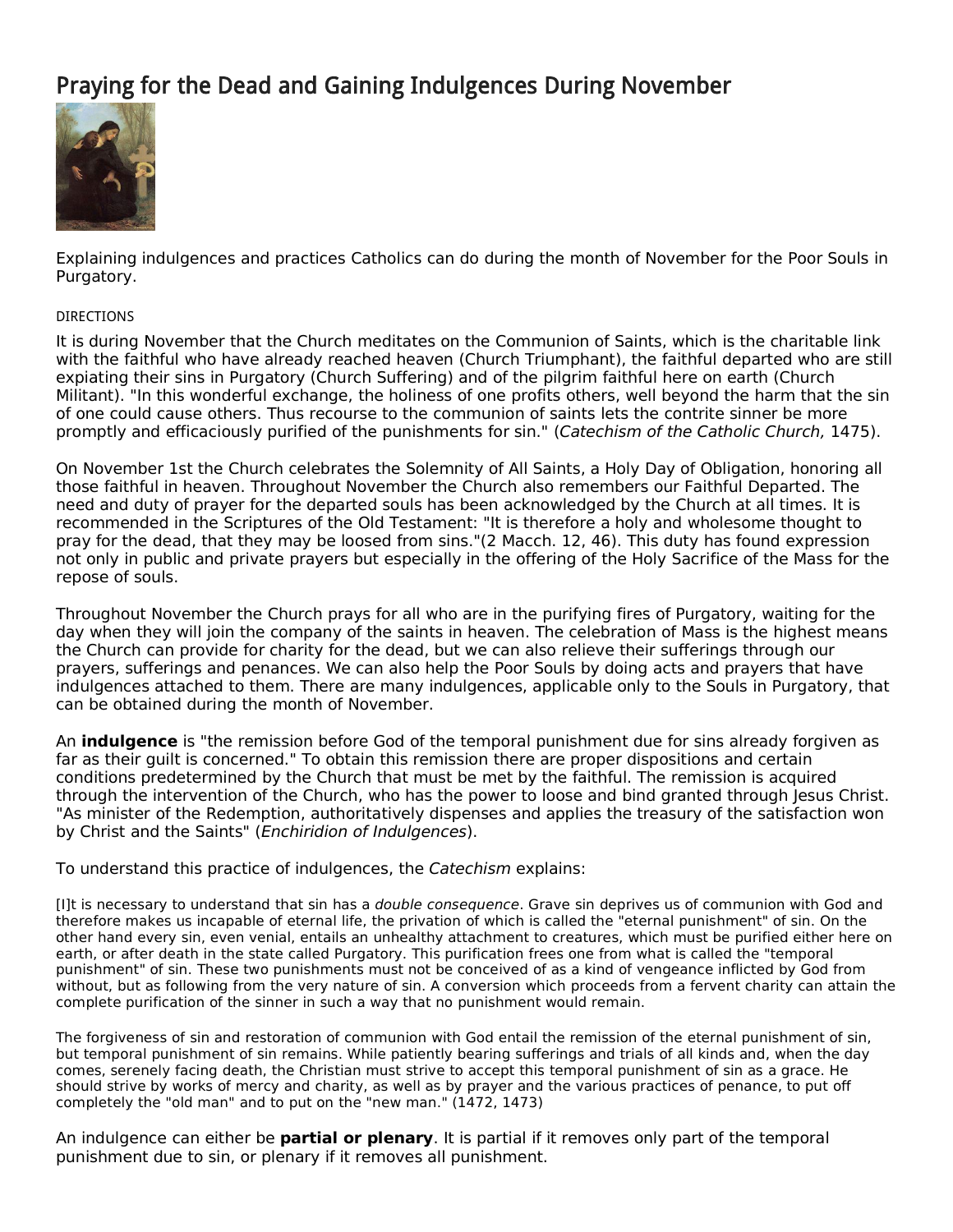# Praying for the Dead and Gaining Indulgences During November

Explaining indulgences and practices Catholics can do during the month of November for the Poor Souls in Purgatory.

DIRECTIONS

It is during November that the Church meditates on the Communion of Saints, which is the charitable link with the faithful who have already reached heaven (Church Triumphant), the faithful departed who are still expiating their sins in Purgatory (Church Suffering) and of the pilgrim faithful here on earth (Church Militant). "In this wonderful exchange, the holiness of one profits others, well beyond the harm that the sin of one could cause others. Thus recourse to the communion of saints lets the contrite sinner be more promptly and efficaciously purified of the punishments for sin." (*Catechism of the Catholic Church,* 1475).

On November 1st the Church celebrates the Solemnity of All Saints, a Holy Day of Obligation, honoring all those faithful in heaven. Throughout November the Church also remembers our Faithful Departed. The need and duty of prayer for the departed souls has been acknowledged by the Church at all times. It is recommended in the Scriptures of the Old Testament: "It is therefore a holy and wholesome thought to pray for the dead, that they may be loosed from sins."(2 Macch. 12, 46). This duty has found expression not only in public and private prayers but especially in the offering of the Holy Sacrifice of the Mass for the repose of souls.

Throughout November the Church prays for all who are in the purifying fires of Purgatory, waiting for the day when they will join the company of the saints in heaven. The celebration of Mass is the highest means the Church can provide for charity for the dead, but we can also relieve their sufferings through our prayers, sufferings and penances. We can also help the Poor Souls by doing acts and prayers that have indulgences attached to them. There are many indulgences, applicable only to the Souls in Purgatory, that can be obtained during the month of November.

An **indulgence** is "the remission before God of the temporal punishment due for sins already forgiven as far as their guilt is concerned." To obtain this remission there are proper dispositions and certain conditions predetermined by the Church that must be met by the faithful. The remission is acquired through the intervention of the Church, who has the power to loose and bind granted through Jesus Christ. "As minister of the Redemption, authoritatively dispenses and applies the treasury of the satisfaction won by Christ and the Saints" (*Enchiridion of Indulgences*).

To understand this practice of indulgences, the *Catechism* explains:

> [I]t is necessary to understand that sin has a *double consequence*. Grave sin deprives us of communion with God and therefore makes us incapable of eternal life, the privation of which is called the "eternal punishment" of sin. On the other hand every sin, even venial, entails an unhealthy attachment to creatures, which must be purified either here on earth, or after death in the state called Purgatory. This purification frees one from what is called the "temporal punishment" of sin. These two punishments must not be conceived of as a kind of vengeance inflicted by God from without, but as following from the very nature of sin. A conversion which proceeds from a fervent charity can attain the complete purification of the sinner in such a way that no punishment would remain.
>
> The forgiveness of sin and restoration of communion with God entail the remission of the eternal punishment of sin, but temporal punishment of sin remains. While patiently bearing sufferings and trials of all kinds and, when the day comes, serenely facing death, the Christian must strive to accept this temporal punishment of sin as a grace. He should strive by works of mercy and charity, as well as by prayer and the various practices of penance, to put off completely the "old man" and to put on the "new man." (1472, 1473)

An indulgence can either be **partial or plenary**. It is partial if it removes only part of the temporal punishment due to sin, or plenary if it removes all punishment.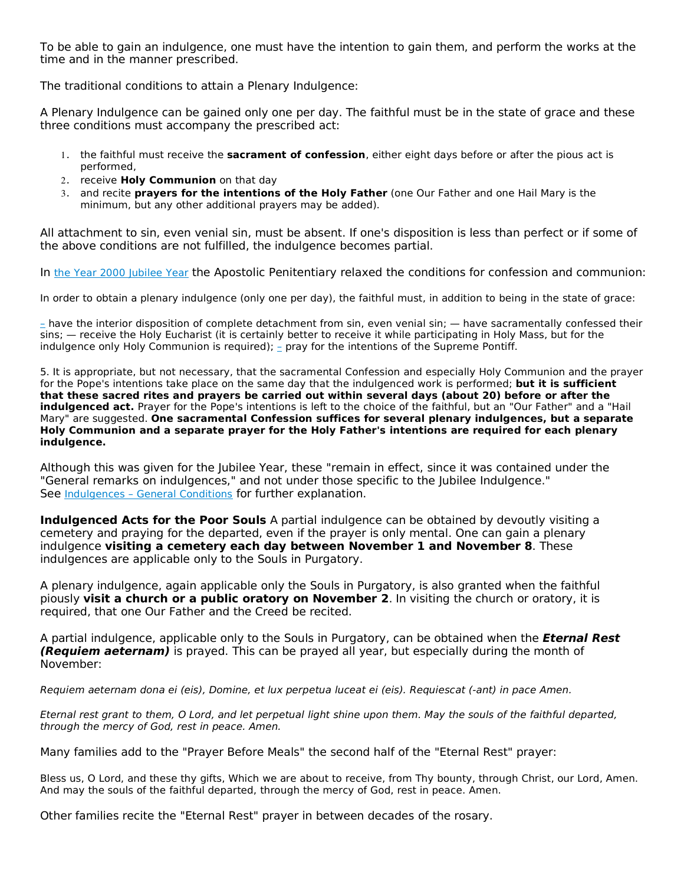To be able to gain an indulgence, one must have the intention to gain them, and perform the works at the time and in the manner prescribed.

The traditional conditions to attain a Plenary Indulgence:

A Plenary Indulgence can be gained only one per day. The faithful must be in the state of grace and these three conditions must accompany the prescribed act:

1. the faithful must receive the **sacrament of confession**, either eight days before or after the pious act is performed,
2. receive **Holy Communion** on that day
3. and recite **prayers for the intentions of the Holy Father** (one Our Father and one Hail Mary is the minimum, but any other additional prayers may be added).

All attachment to sin, even venial sin, must be absent. If one's disposition is less than perfect or if some of the above conditions are not fulfilled, the indulgence becomes partial.

In the Year 2000 Jubilee Year the Apostolic Penitentiary relaxed the conditions for confession and communion:

In order to obtain a plenary indulgence (only one per day), the faithful must, in addition to being in the state of grace:

– have the interior disposition of complete detachment from sin, even venial sin; — have sacramentally confessed their sins; — receive the Holy Eucharist (it is certainly better to receive it while participating in Holy Mass, but for the indulgence only Holy Communion is required); – pray for the intentions of the Supreme Pontiff.

5. It is appropriate, but not necessary, that the sacramental Confession and especially Holy Communion and the prayer for the Pope's intentions take place on the same day that the indulgenced work is performed; **but it is sufficient that these sacred rites and prayers be carried out within several days (about 20) before or after the indulgenced act.** Prayer for the Pope's intentions is left to the choice of the faithful, but an "Our Father" and a "Hail Mary" are suggested. **One sacramental Confession suffices for several plenary indulgences, but a separate Holy Communion and a separate prayer for the Holy Father's intentions are required for each plenary indulgence.**

Although this was given for the Jubilee Year, these "remain in effect, since it was contained under the "General remarks on indulgences," and not under those specific to the Jubilee Indulgence."
See Indulgences – General Conditions for further explanation.

**Indulgenced Acts for the Poor Souls** A partial indulgence can be obtained by devoutly visiting a cemetery and praying for the departed, even if the prayer is only mental. One can gain a plenary indulgence **visiting a cemetery each day between November 1 and November 8**. These indulgences are applicable only to the Souls in Purgatory.

A plenary indulgence, again applicable only the Souls in Purgatory, is also granted when the faithful piously **visit a church or a public oratory on November 2**. In visiting the church or oratory, it is required, that one Our Father and the Creed be recited.

A partial indulgence, applicable only to the Souls in Purgatory, can be obtained when the ***Eternal Rest (Requiem aeternam)*** is prayed. This can be prayed all year, but especially during the month of November:

*Requiem aeternam dona ei (eis), Domine, et lux perpetua luceat ei (eis). Requiescat (-ant) in pace Amen.*

*Eternal rest grant to them, O Lord, and let perpetual light shine upon them. May the souls of the faithful departed, through the mercy of God, rest in peace. Amen.*

Many families add to the "Prayer Before Meals" the second half of the "Eternal Rest" prayer:

Bless us, O Lord, and these thy gifts, Which we are about to receive, from Thy bounty, through Christ, our Lord, Amen. And may the souls of the faithful departed, through the mercy of God, rest in peace. Amen.

Other families recite the "Eternal Rest" prayer in between decades of the rosary.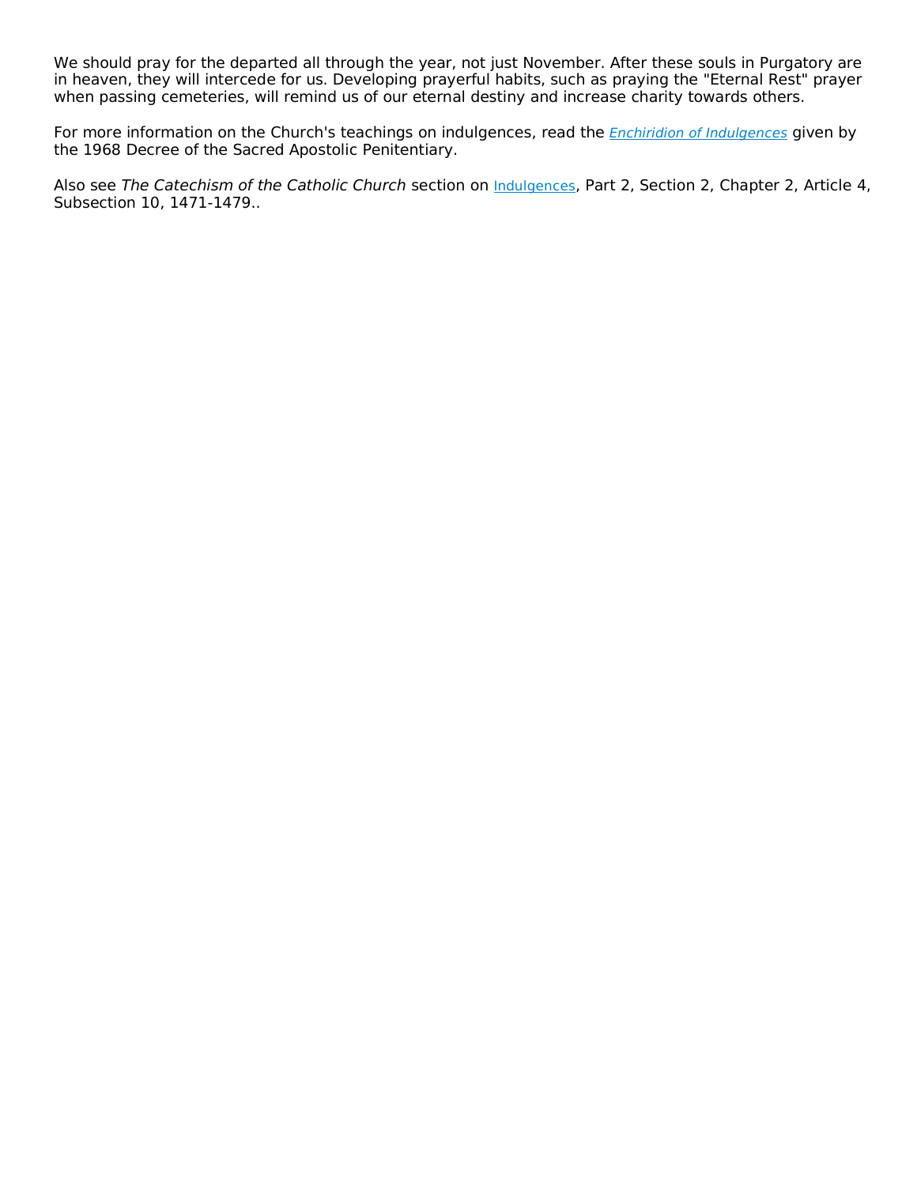We should pray for the departed all through the year, not just November. After these souls in Purgatory are in heaven, they will intercede for us. Developing prayerful habits, such as praying the "Eternal Rest" prayer when passing cemeteries, will remind us of our eternal destiny and increase charity towards others.

For more information on the Church's teachings on indulgences, read the *Enchiridion of Indulgences* given by the 1968 Decree of the Sacred Apostolic Penitentiary.

Also see *The Catechism of the Catholic Church* section on Indulgences, Part 2, Section 2, Chapter 2, Article 4, Subsection 10, 1471-1479..